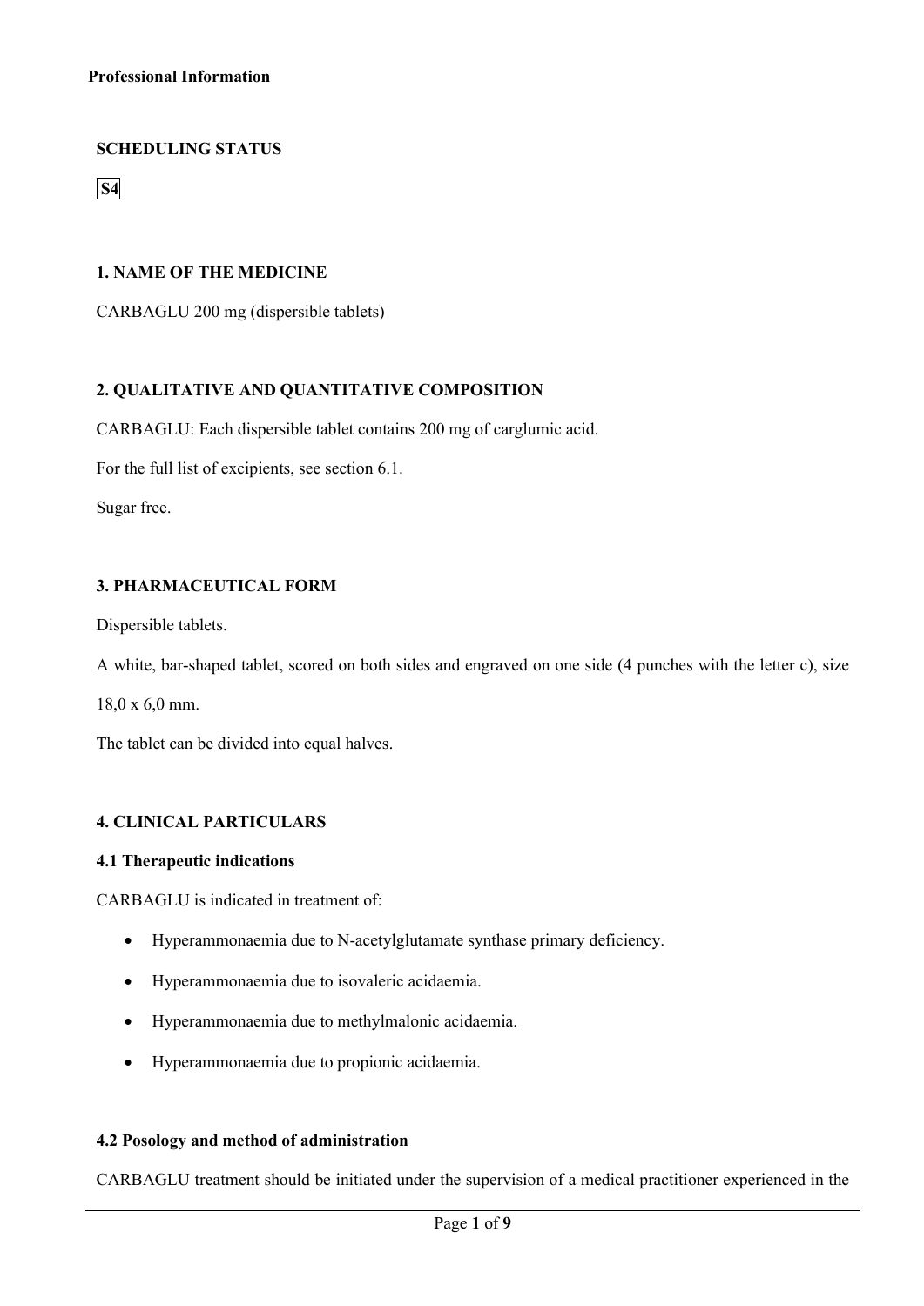**Professional Information**

**SCHEDULING STATUS**

**S4**

**1. NAME OF THE MEDICINE**

CARBAGLU 200 mg (dispersible tablets)

**2. QUALITATIVE AND QUANTITATIVE COMPOSITION**

CARBAGLU: Each dispersible tablet contains 200 mg of carglumic acid.

For the full list of excipients, see section 6.1.

Sugar free.

**3. PHARMACEUTICAL FORM**

Dispersible tablets.

A white, bar-shaped tablet, scored on both sides and engraved on one side (4 punches with the letter c), size 18,0 x 6,0 mm.

The tablet can be divided into equal halves.

**4. CLINICAL PARTICULARS**

**4.1 Therapeutic indications**

CARBAGLU is indicated in treatment of:

- Hyperammonaemia due to N-acetylglutamate synthase primary deficiency.
- Hyperammonaemia due to isovaleric acidaemia.
- Hyperammonaemia due to methylmalonic acidaemia.
- Hyperammonaemia due to propionic acidaemia.

**4.2 Posology and method of administration**

CARBAGLU treatment should be initiated under the supervision of a medical practitioner experienced in the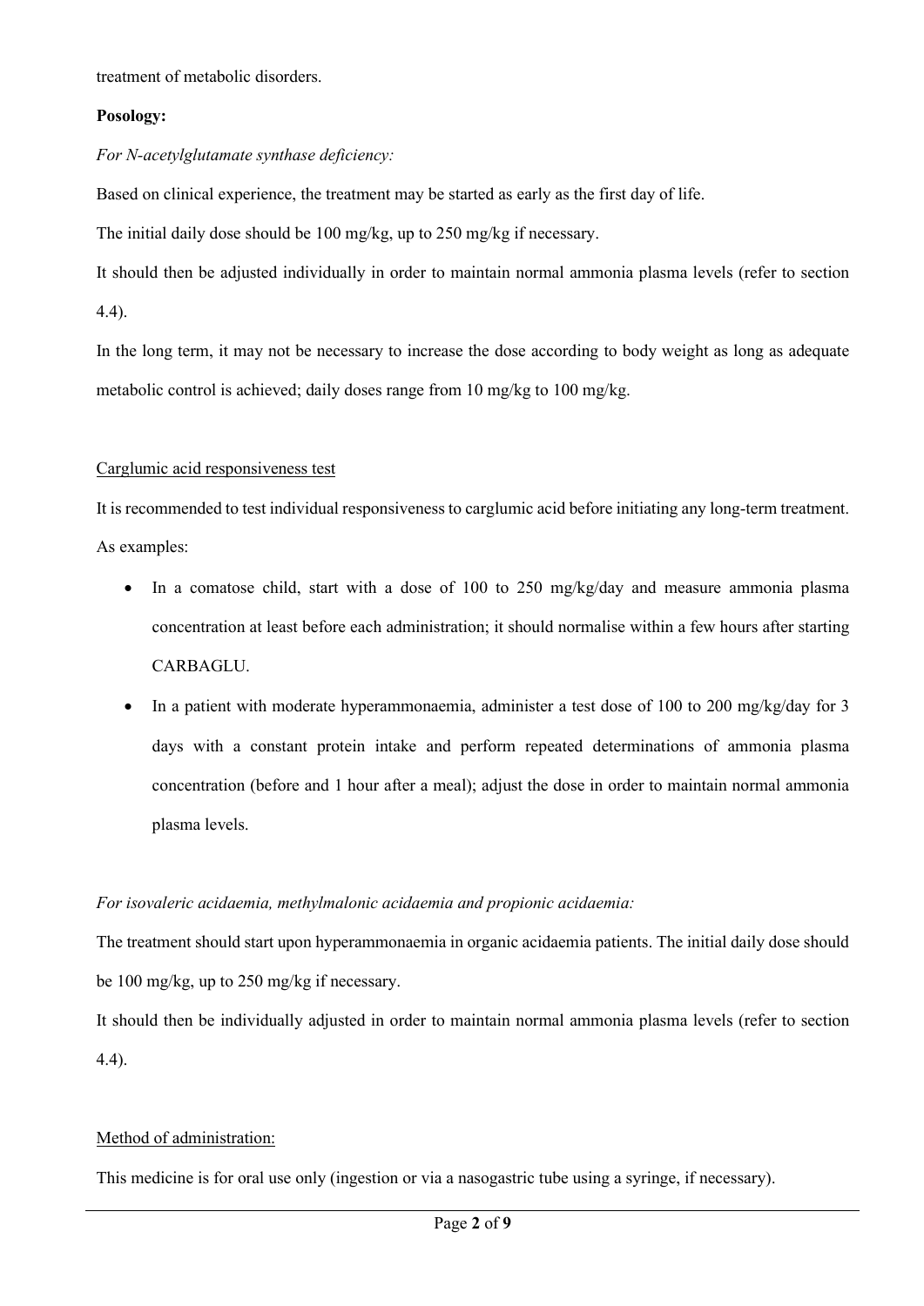treatment of metabolic disorders.

**Posology:**

*For N-acetylglutamate synthase deficiency:*

Based on clinical experience, the treatment may be started as early as the first day of life.

The initial daily dose should be 100 mg/kg, up to 250 mg/kg if necessary.

It should then be adjusted individually in order to maintain normal ammonia plasma levels (refer to section 4.4).

In the long term, it may not be necessary to increase the dose according to body weight as long as adequate metabolic control is achieved; daily doses range from 10 mg/kg to 100 mg/kg.

Carglumic acid responsiveness test

It is recommended to test individual responsiveness to carglumic acid before initiating any long-term treatment. As examples:

- In a comatose child, start with a dose of 100 to 250 mg/kg/day and measure ammonia plasma concentration at least before each administration; it should normalise within a few hours after starting CARBAGLU.
- In a patient with moderate hyperammonaemia, administer a test dose of 100 to 200 mg/kg/day for 3 days with a constant protein intake and perform repeated determinations of ammonia plasma concentration (before and 1 hour after a meal); adjust the dose in order to maintain normal ammonia plasma levels.

*For isovaleric acidaemia, methylmalonic acidaemia and propionic acidaemia:*

The treatment should start upon hyperammonaemia in organic acidaemia patients. The initial daily dose should be 100 mg/kg, up to 250 mg/kg if necessary.

It should then be individually adjusted in order to maintain normal ammonia plasma levels (refer to section 4.4).

Method of administration:

This medicine is for oral use only (ingestion or via a nasogastric tube using a syringe, if necessary).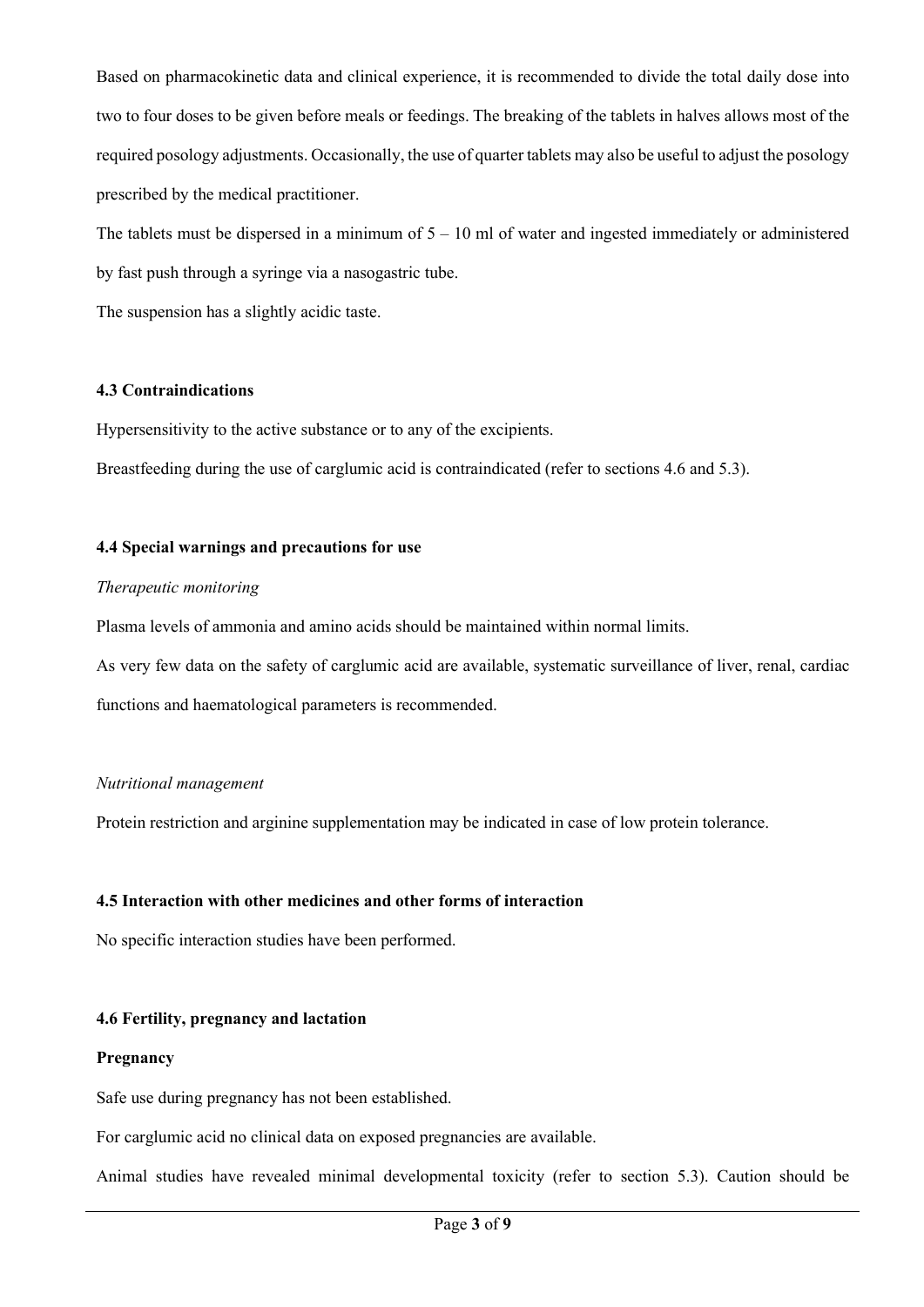Based on pharmacokinetic data and clinical experience, it is recommended to divide the total daily dose into two to four doses to be given before meals or feedings. The breaking of the tablets in halves allows most of the required posology adjustments. Occasionally, the use of quarter tablets may also be useful to adjust the posology prescribed by the medical practitioner.

The tablets must be dispersed in a minimum of 5 – 10 ml of water and ingested immediately or administered by fast push through a syringe via a nasogastric tube.

The suspension has a slightly acidic taste.

### 4.3 Contraindications

Hypersensitivity to the active substance or to any of the excipients.

Breastfeeding during the use of carglumic acid is contraindicated (refer to sections 4.6 and 5.3).

### 4.4 Special warnings and precautions for use

*Therapeutic monitoring*

Plasma levels of ammonia and amino acids should be maintained within normal limits.

As very few data on the safety of carglumic acid are available, systematic surveillance of liver, renal, cardiac functions and haematological parameters is recommended.

*Nutritional management*

Protein restriction and arginine supplementation may be indicated in case of low protein tolerance.

### 4.5 Interaction with other medicines and other forms of interaction

No specific interaction studies have been performed.

### 4.6 Fertility, pregnancy and lactation

**Pregnancy**

Safe use during pregnancy has not been established.

For carglumic acid no clinical data on exposed pregnancies are available.

Animal studies have revealed minimal developmental toxicity (refer to section 5.3). Caution should be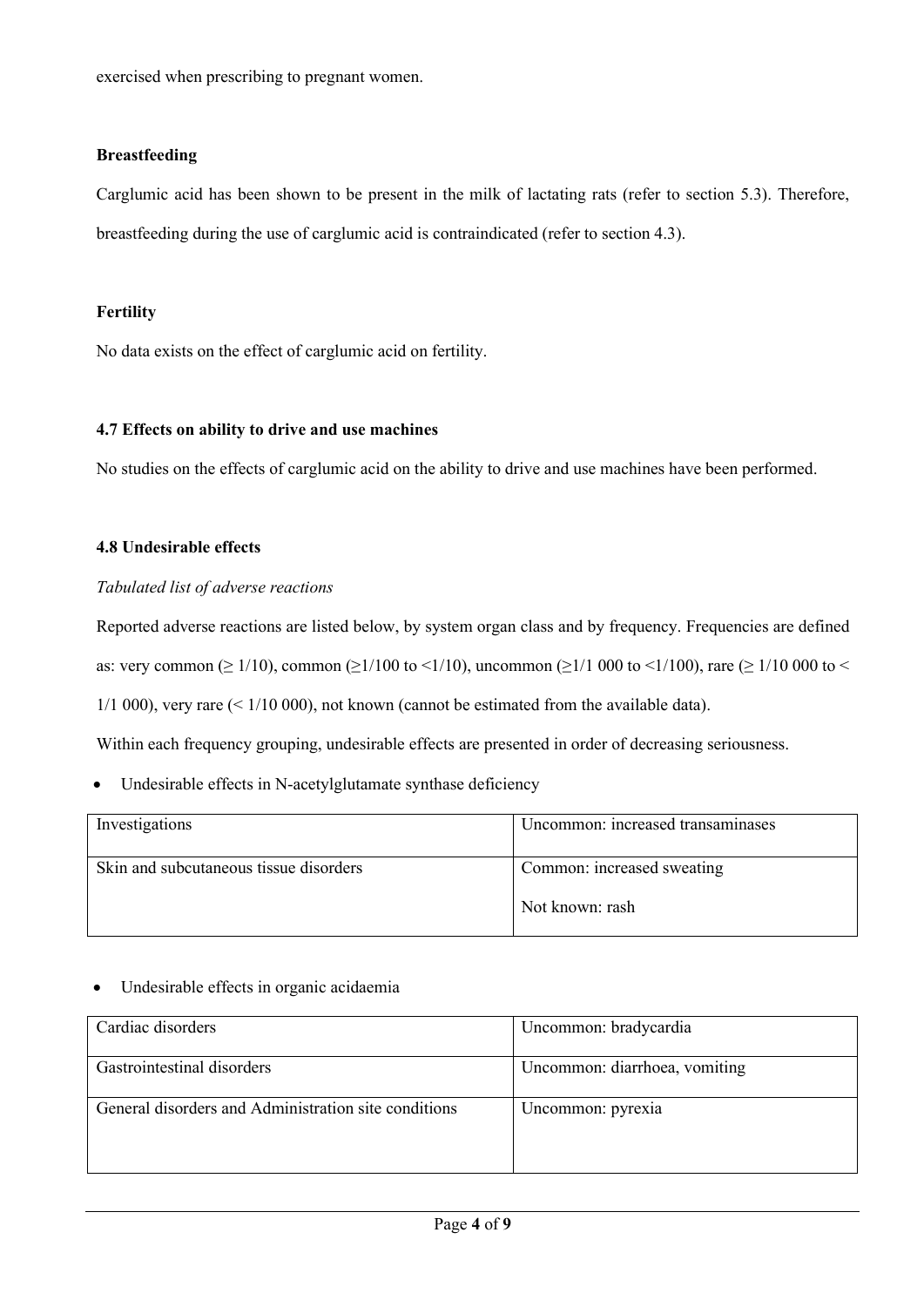exercised when prescribing to pregnant women.

**Breastfeeding**

Carglumic acid has been shown to be present in the milk of lactating rats (refer to section 5.3). Therefore, breastfeeding during the use of carglumic acid is contraindicated (refer to section 4.3).

**Fertility**

No data exists on the effect of carglumic acid on fertility.

### 4.7 Effects on ability to drive and use machines

No studies on the effects of carglumic acid on the ability to drive and use machines have been performed.

### 4.8 Undesirable effects

*Tabulated list of adverse reactions*

Reported adverse reactions are listed below, by system organ class and by frequency. Frequencies are defined as: very common (≥ 1/10), common (≥1/100 to <1/10), uncommon (≥1/1 000 to <1/100), rare (≥ 1/10 000 to < 1/1 000), very rare (< 1/10 000), not known (cannot be estimated from the available data).

Within each frequency grouping, undesirable effects are presented in order of decreasing seriousness.

- Undesirable effects in N-acetylglutamate synthase deficiency

| | |
|---|---|
| Investigations | Uncommon: increased transaminases |
| Skin and subcutaneous tissue disorders | Common: increased sweating<br>Not known: rash |

- Undesirable effects in organic acidaemia

| | |
|---|---|
| Cardiac disorders | Uncommon: bradycardia |
| Gastrointestinal disorders | Uncommon: diarrhoea, vomiting |
| General disorders and Administration site conditions | Uncommon: pyrexia |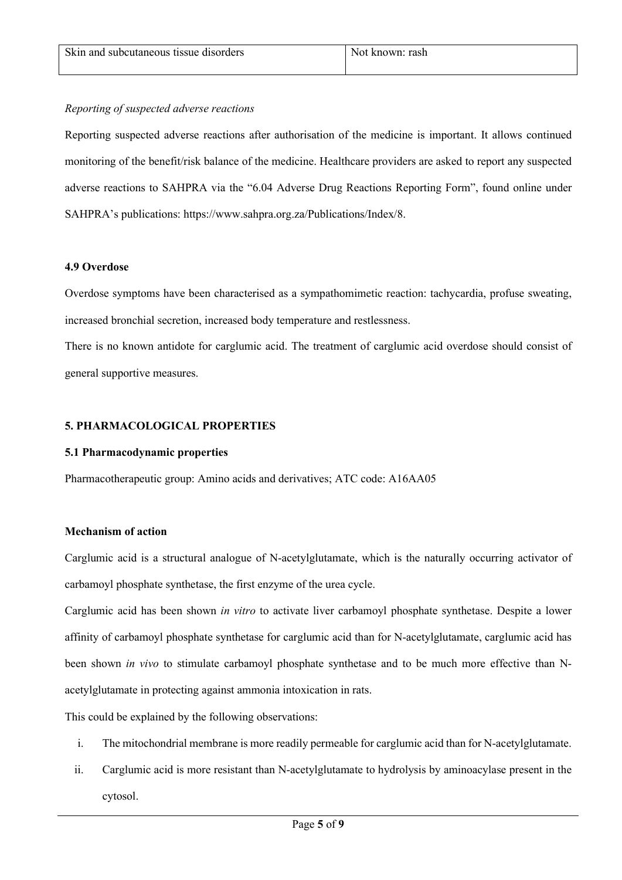| Skin and subcutaneous tissue disorders | Not known: rash |
| --- | --- |

*Reporting of suspected adverse reactions*

Reporting suspected adverse reactions after authorisation of the medicine is important. It allows continued monitoring of the benefit/risk balance of the medicine. Healthcare providers are asked to report any suspected adverse reactions to SAHPRA via the "6.04 Adverse Drug Reactions Reporting Form", found online under SAHPRA's publications: https://www.sahpra.org.za/Publications/Index/8.

### 4.9 Overdose

Overdose symptoms have been characterised as a sympathomimetic reaction: tachycardia, profuse sweating, increased bronchial secretion, increased body temperature and restlessness.

There is no known antidote for carglumic acid. The treatment of carglumic acid overdose should consist of general supportive measures.

## 5. PHARMACOLOGICAL PROPERTIES

### 5.1 Pharmacodynamic properties

Pharmacotherapeutic group: Amino acids and derivatives; ATC code: A16AA05

**Mechanism of action**

Carglumic acid is a structural analogue of N-acetylglutamate, which is the naturally occurring activator of carbamoyl phosphate synthetase, the first enzyme of the urea cycle.

Carglumic acid has been shown *in vitro* to activate liver carbamoyl phosphate synthetase. Despite a lower affinity of carbamoyl phosphate synthetase for carglumic acid than for N-acetylglutamate, carglumic acid has been shown *in vivo* to stimulate carbamoyl phosphate synthetase and to be much more effective than N-acetylglutamate in protecting against ammonia intoxication in rats.

This could be explained by the following observations:

i. The mitochondrial membrane is more readily permeable for carglumic acid than for N-acetylglutamate.
ii. Carglumic acid is more resistant than N-acetylglutamate to hydrolysis by aminoacylase present in the cytosol.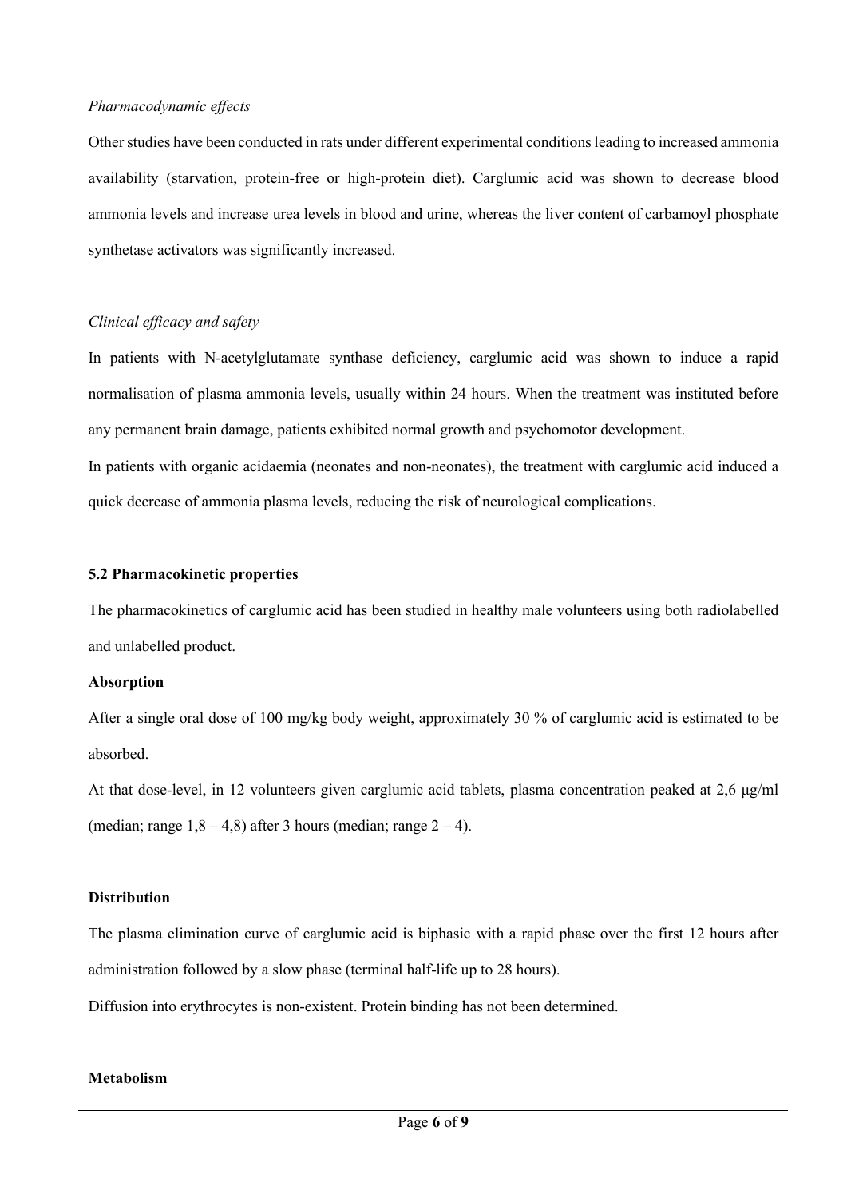*Pharmacodynamic effects*

Other studies have been conducted in rats under different experimental conditions leading to increased ammonia availability (starvation, protein-free or high-protein diet). Carglumic acid was shown to decrease blood ammonia levels and increase urea levels in blood and urine, whereas the liver content of carbamoyl phosphate synthetase activators was significantly increased.

*Clinical efficacy and safety*

In patients with N-acetylglutamate synthase deficiency, carglumic acid was shown to induce a rapid normalisation of plasma ammonia levels, usually within 24 hours. When the treatment was instituted before any permanent brain damage, patients exhibited normal growth and psychomotor development.

In patients with organic acidaemia (neonates and non-neonates), the treatment with carglumic acid induced a quick decrease of ammonia plasma levels, reducing the risk of neurological complications.

### 5.2 Pharmacokinetic properties

The pharmacokinetics of carglumic acid has been studied in healthy male volunteers using both radiolabelled and unlabelled product.

**Absorption**

After a single oral dose of 100 mg/kg body weight, approximately 30 % of carglumic acid is estimated to be absorbed.

At that dose-level, in 12 volunteers given carglumic acid tablets, plasma concentration peaked at 2,6 µg/ml (median; range 1,8 – 4,8) after 3 hours (median; range 2 – 4).

**Distribution**

The plasma elimination curve of carglumic acid is biphasic with a rapid phase over the first 12 hours after administration followed by a slow phase (terminal half-life up to 28 hours).

Diffusion into erythrocytes is non-existent. Protein binding has not been determined.

**Metabolism**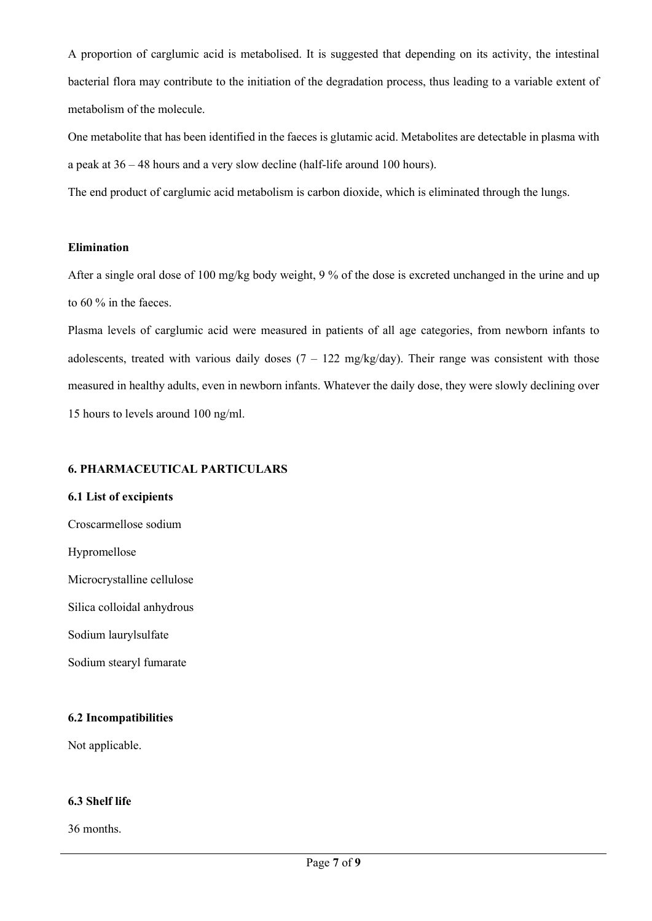A proportion of carglumic acid is metabolised. It is suggested that depending on its activity, the intestinal bacterial flora may contribute to the initiation of the degradation process, thus leading to a variable extent of metabolism of the molecule.

One metabolite that has been identified in the faeces is glutamic acid. Metabolites are detectable in plasma with a peak at 36 – 48 hours and a very slow decline (half-life around 100 hours).

The end product of carglumic acid metabolism is carbon dioxide, which is eliminated through the lungs.

**Elimination**

After a single oral dose of 100 mg/kg body weight, 9 % of the dose is excreted unchanged in the urine and up to 60 % in the faeces.

Plasma levels of carglumic acid were measured in patients of all age categories, from newborn infants to adolescents, treated with various daily doses (7 – 122 mg/kg/day). Their range was consistent with those measured in healthy adults, even in newborn infants. Whatever the daily dose, they were slowly declining over 15 hours to levels around 100 ng/ml.

## 6. PHARMACEUTICAL PARTICULARS

### 6.1 List of excipients

Croscarmellose sodium

Hypromellose

Microcrystalline cellulose

Silica colloidal anhydrous

Sodium laurylsulfate

Sodium stearyl fumarate

### 6.2 Incompatibilities

Not applicable.

### 6.3 Shelf life

36 months.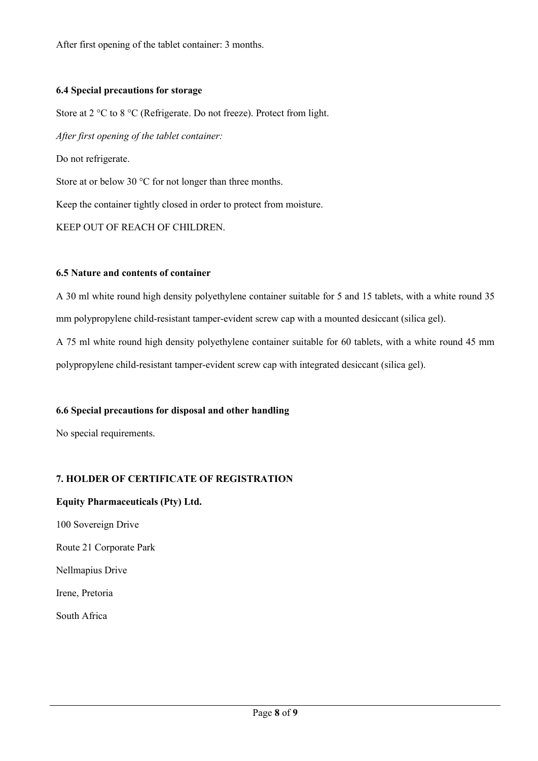After first opening of the tablet container: 3 months.

**6.4 Special precautions for storage**

Store at 2 °C to 8 °C (Refrigerate. Do not freeze). Protect from light.

*After first opening of the tablet container:*

Do not refrigerate.

Store at or below 30 °C for not longer than three months.

Keep the container tightly closed in order to protect from moisture.

KEEP OUT OF REACH OF CHILDREN.

**6.5 Nature and contents of container**

A 30 ml white round high density polyethylene container suitable for 5 and 15 tablets, with a white round 35 mm polypropylene child-resistant tamper-evident screw cap with a mounted desiccant (silica gel).

A 75 ml white round high density polyethylene container suitable for 60 tablets, with a white round 45 mm polypropylene child-resistant tamper-evident screw cap with integrated desiccant (silica gel).

**6.6 Special precautions for disposal and other handling**

No special requirements.

**7. HOLDER OF CERTIFICATE OF REGISTRATION**

**Equity Pharmaceuticals (Pty) Ltd.**

100 Sovereign Drive

Route 21 Corporate Park

Nellmapius Drive

Irene, Pretoria

South Africa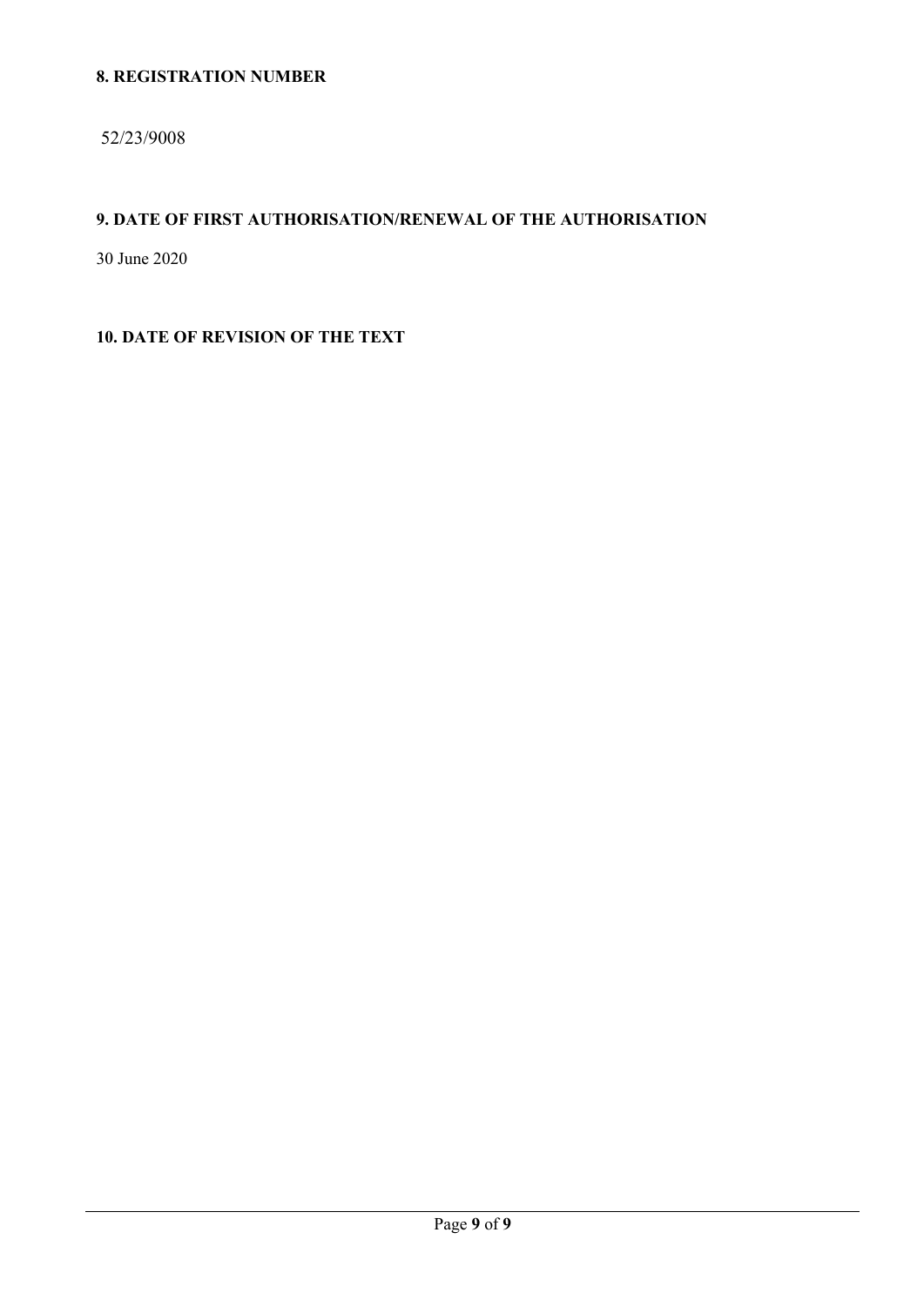## 8. REGISTRATION NUMBER

52/23/9008

## 9. DATE OF FIRST AUTHORISATION/RENEWAL OF THE AUTHORISATION

30 June 2020

## 10. DATE OF REVISION OF THE TEXT